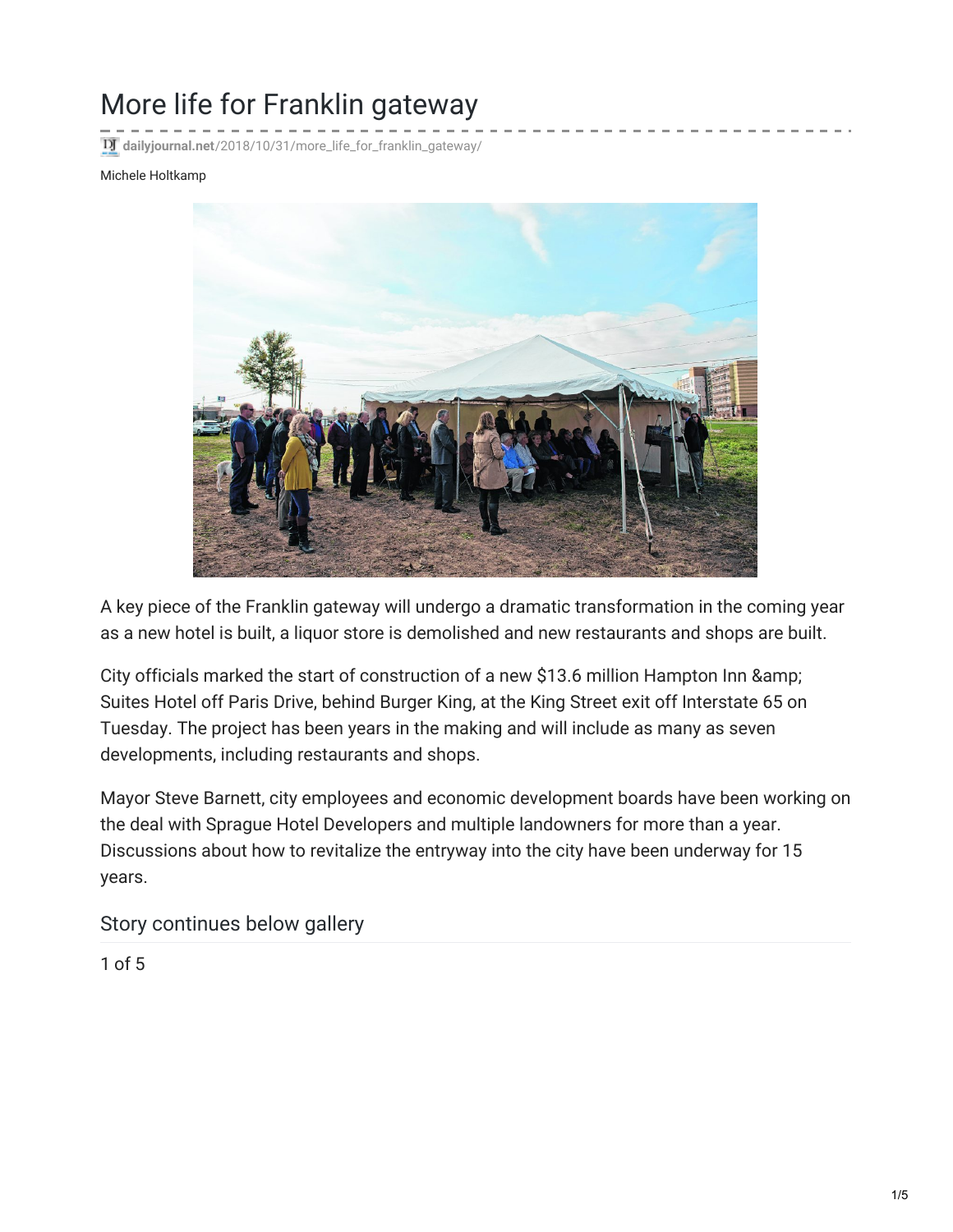# More life for Franklin gateway

dailyjournal.net/2018/10/31/more_life_for_franklin_gateway/

Michele Holtkamp

A key piece of the Franklin gateway will undergo a dramatic transformation in the coming year as a new hotel is built, a liquor store is demolished and new restaurants and shops are built.

City officials marked the start of construction of a new $13.6 million Hampton Inn &amp; Suites Hotel off Paris Drive, behind Burger King, at the King Street exit off Interstate 65 on Tuesday. The project has been years in the making and will include as many as seven developments, including restaurants and shops.

Mayor Steve Barnett, city employees and economic development boards have been working on the deal with Sprague Hotel Developers and multiple landowners for more than a year. Discussions about how to revitalize the entryway into the city have been underway for 15 years.

Story continues below gallery

1 of 5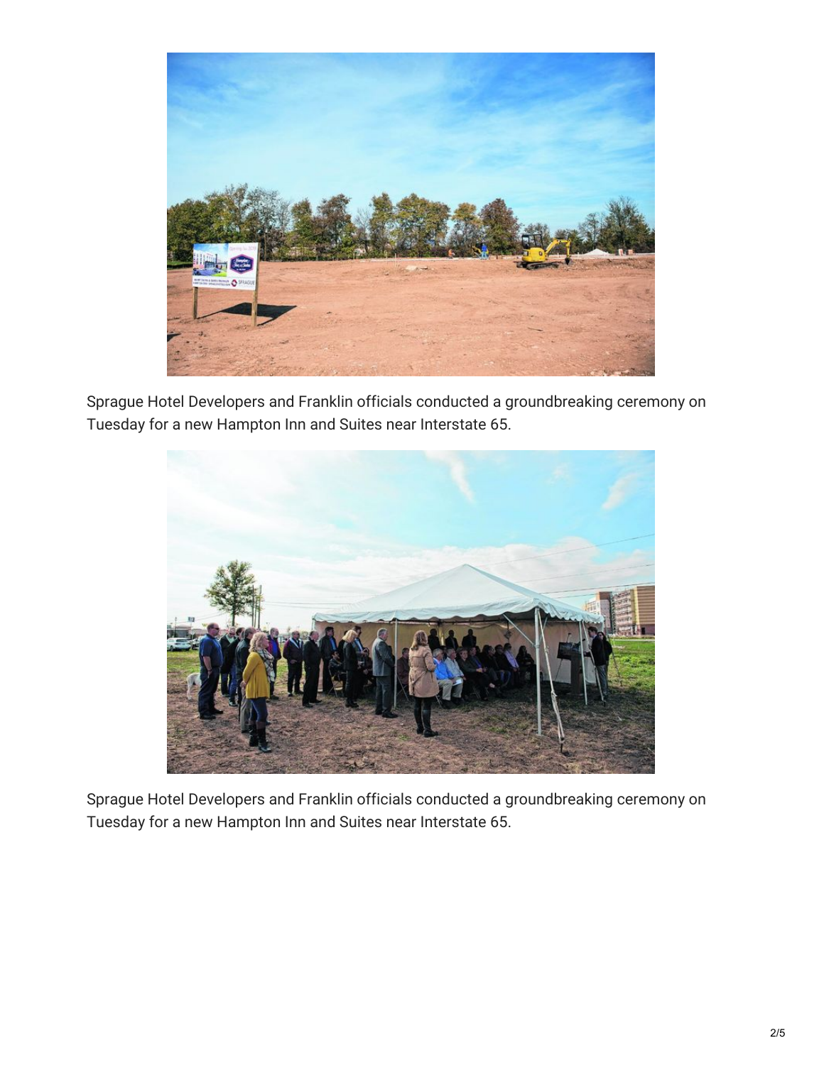Sprague Hotel Developers and Franklin officials conducted a groundbreaking ceremony on Tuesday for a new Hampton Inn and Suites near Interstate 65.

Sprague Hotel Developers and Franklin officials conducted a groundbreaking ceremony on Tuesday for a new Hampton Inn and Suites near Interstate 65.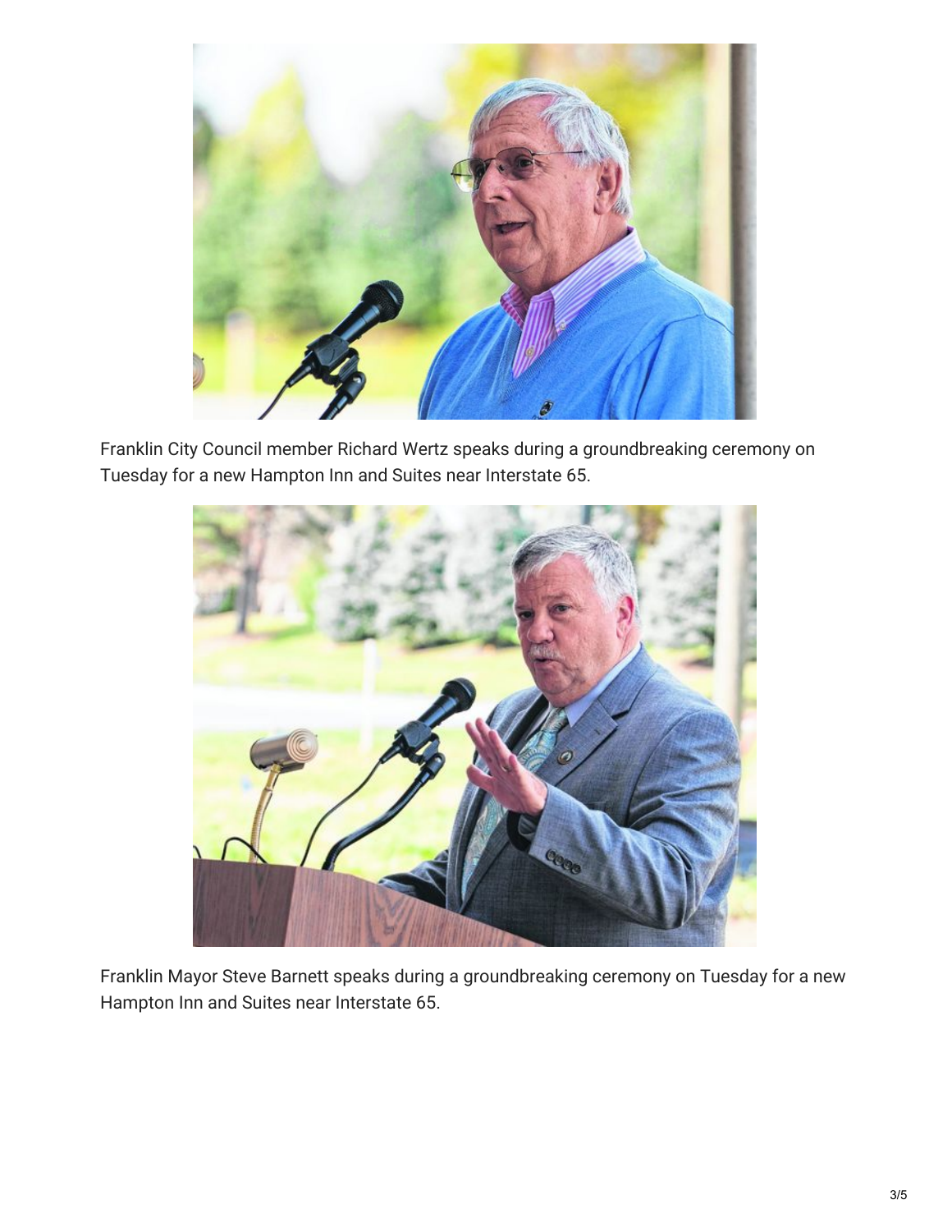Franklin City Council member Richard Wertz speaks during a groundbreaking ceremony on Tuesday for a new Hampton Inn and Suites near Interstate 65.

Franklin Mayor Steve Barnett speaks during a groundbreaking ceremony on Tuesday for a new Hampton Inn and Suites near Interstate 65.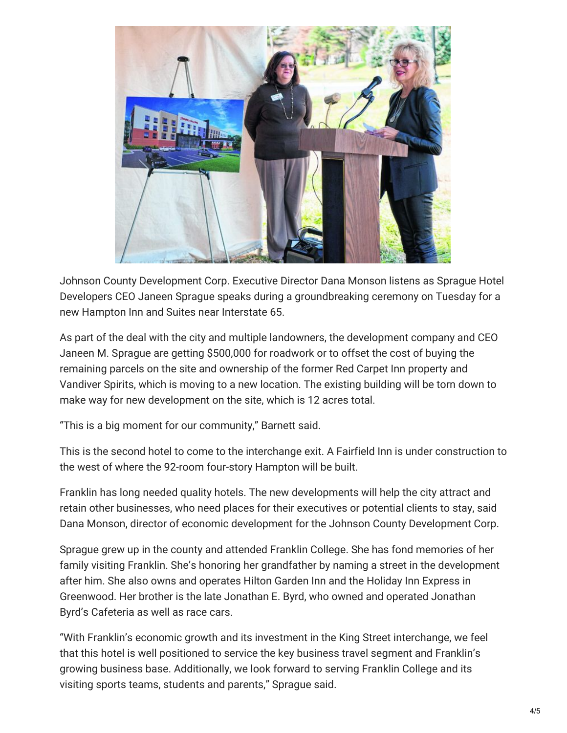Johnson County Development Corp. Executive Director Dana Monson listens as Sprague Hotel Developers CEO Janeen Sprague speaks during a groundbreaking ceremony on Tuesday for a new Hampton Inn and Suites near Interstate 65.

As part of the deal with the city and multiple landowners, the development company and CEO Janeen M. Sprague are getting $500,000 for roadwork or to offset the cost of buying the remaining parcels on the site and ownership of the former Red Carpet Inn property and Vandiver Spirits, which is moving to a new location. The existing building will be torn down to make way for new development on the site, which is 12 acres total.

“This is a big moment for our community,” Barnett said.

This is the second hotel to come to the interchange exit. A Fairfield Inn is under construction to the west of where the 92-room four-story Hampton will be built.

Franklin has long needed quality hotels. The new developments will help the city attract and retain other businesses, who need places for their executives or potential clients to stay, said Dana Monson, director of economic development for the Johnson County Development Corp.

Sprague grew up in the county and attended Franklin College. She has fond memories of her family visiting Franklin. She’s honoring her grandfather by naming a street in the development after him. She also owns and operates Hilton Garden Inn and the Holiday Inn Express in Greenwood. Her brother is the late Jonathan E. Byrd, who owned and operated Jonathan Byrd’s Cafeteria as well as race cars.

“With Franklin’s economic growth and its investment in the King Street interchange, we feel that this hotel is well positioned to service the key business travel segment and Franklin’s growing business base. Additionally, we look forward to serving Franklin College and its visiting sports teams, students and parents,” Sprague said.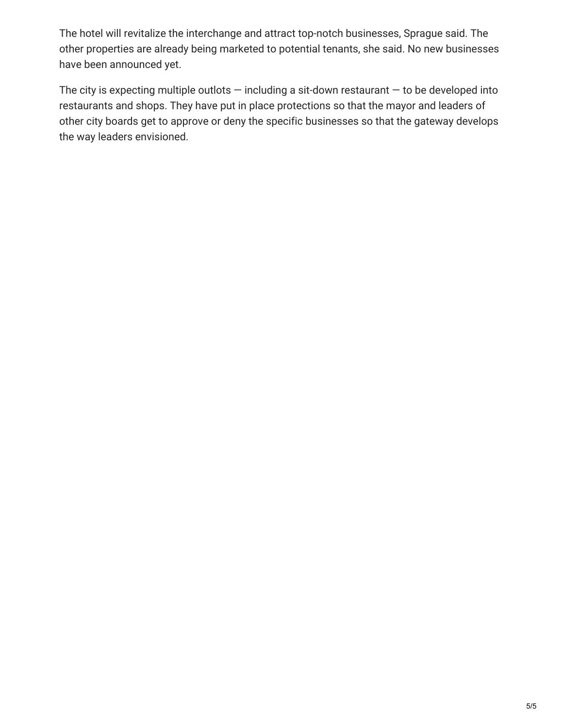The hotel will revitalize the interchange and attract top-notch businesses, Sprague said. The other properties are already being marketed to potential tenants, she said. No new businesses have been announced yet.

The city is expecting multiple outlots — including a sit-down restaurant — to be developed into restaurants and shops. They have put in place protections so that the mayor and leaders of other city boards get to approve or deny the specific businesses so that the gateway develops the way leaders envisioned.